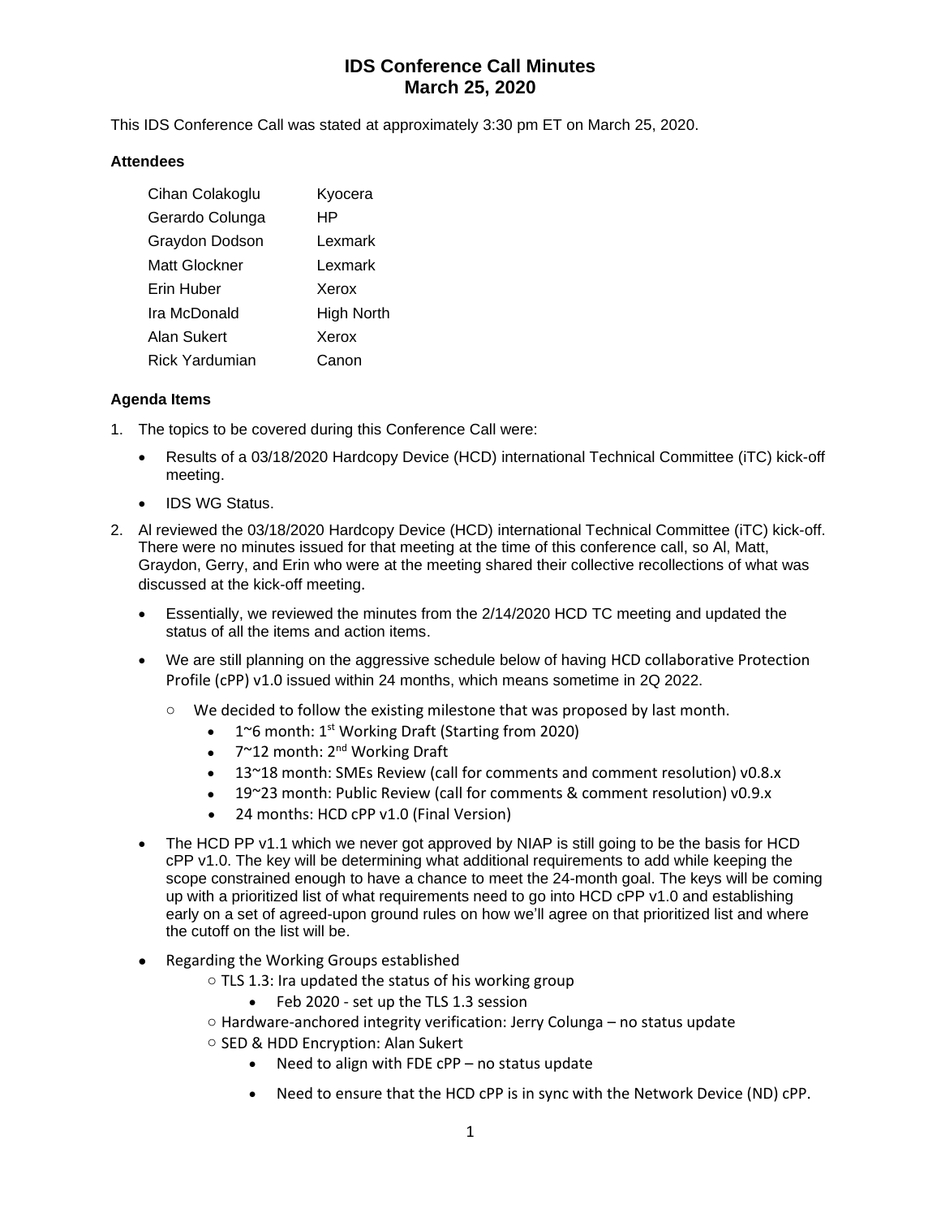# IDS Conference Call Minutes
# March 25, 2020

This IDS Conference Call was stated at approximately 3:30 pm ET on March 25, 2020.

### Attendees

| | |
|---|---|
| Cihan Colakoglu | Kyocera |
| Gerardo Colunga | HP |
| Graydon Dodson | Lexmark |
| Matt Glockner | Lexmark |
| Erin Huber | Xerox |
| Ira McDonald | High North |
| Alan Sukert | Xerox |
| Rick Yardumian | Canon |

### Agenda Items

1. The topics to be covered during this Conference Call were:
   - Results of a 03/18/2020 Hardcopy Device (HCD) international Technical Committee (iTC) kick-off meeting.
   - IDS WG Status.
2. Al reviewed the 03/18/2020 Hardcopy Device (HCD) international Technical Committee (iTC) kick-off. There were no minutes issued for that meeting at the time of this conference call, so Al, Matt, Graydon, Gerry, and Erin who were at the meeting shared their collective recollections of what was discussed at the kick-off meeting.
   - Essentially, we reviewed the minutes from the 2/14/2020 HCD TC meeting and updated the status of all the items and action items.
   - We are still planning on the aggressive schedule below of having HCD collaborative Protection Profile (cPP) v1.0 issued within 24 months, which means sometime in 2Q 2022.
     - We decided to follow the existing milestone that was proposed by last month.
       - 1~6 month: 1st Working Draft (Starting from 2020)
       - 7~12 month: 2nd Working Draft
       - 13~18 month: SMEs Review (call for comments and comment resolution) v0.8.x
       - 19~23 month: Public Review (call for comments & comment resolution) v0.9.x
       - 24 months: HCD cPP v1.0 (Final Version)
   - The HCD PP v1.1 which we never got approved by NIAP is still going to be the basis for HCD cPP v1.0. The key will be determining what additional requirements to add while keeping the scope constrained enough to have a chance to meet the 24-month goal. The keys will be coming up with a prioritized list of what requirements need to go into HCD cPP v1.0 and establishing early on a set of agreed-upon ground rules on how we'll agree on that prioritized list and where the cutoff on the list will be.
   - Regarding the Working Groups established
     - TLS 1.3: Ira updated the status of his working group
       - Feb 2020 - set up the TLS 1.3 session
     - Hardware-anchored integrity verification: Jerry Colunga – no status update
     - SED & HDD Encryption: Alan Sukert
       - Need to align with FDE cPP – no status update
       - Need to ensure that the HCD cPP is in sync with the Network Device (ND) cPP.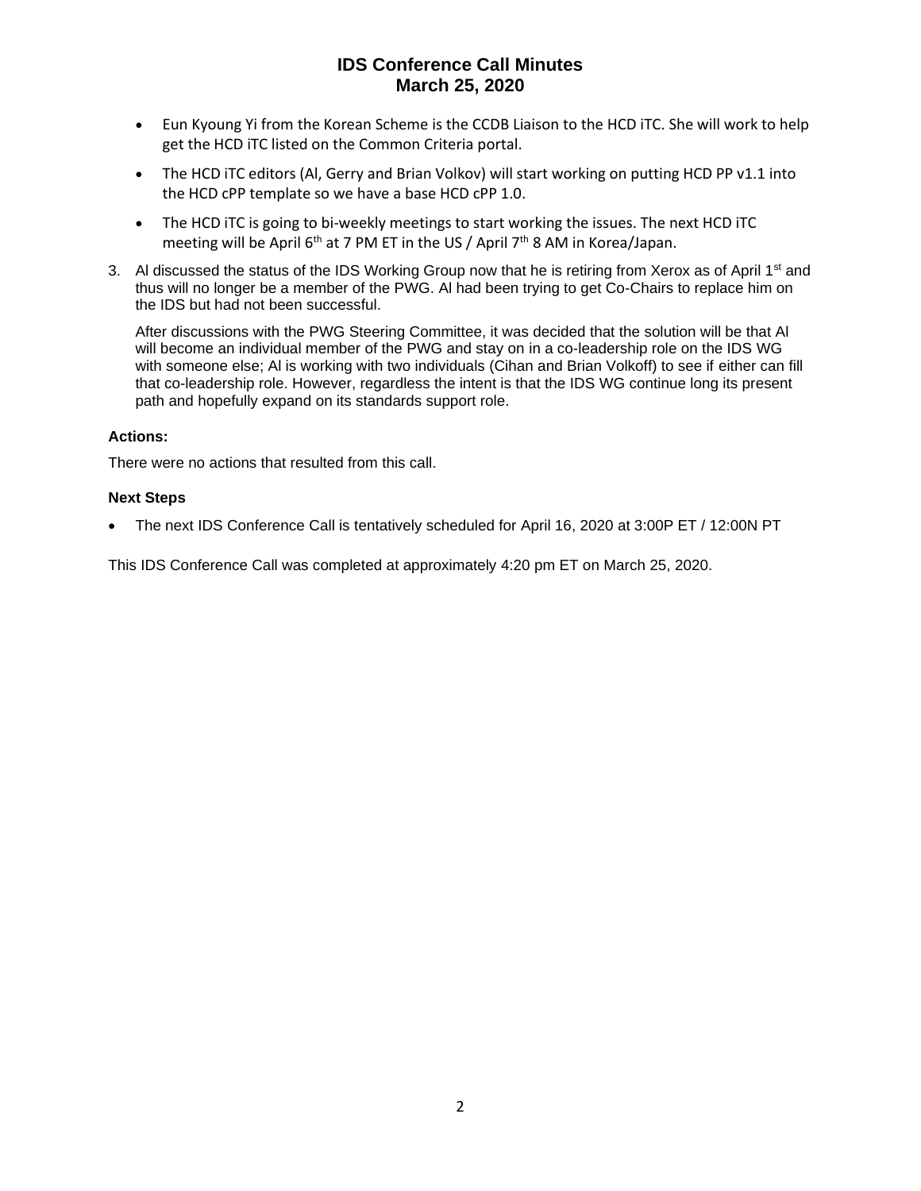- Eun Kyoung Yi from the Korean Scheme is the CCDB Liaison to the HCD iTC. She will work to help get the HCD iTC listed on the Common Criteria portal.
- The HCD iTC editors (Al, Gerry and Brian Volkov) will start working on putting HCD PP v1.1 into the HCD cPP template so we have a base HCD cPP 1.0.
- The HCD iTC is going to bi-weekly meetings to start working the issues. The next HCD iTC meeting will be April 6th at 7 PM ET in the US / April 7th 8 AM in Korea/Japan.

3. Al discussed the status of the IDS Working Group now that he is retiring from Xerox as of April 1st and thus will no longer be a member of the PWG. Al had been trying to get Co-Chairs to replace him on the IDS but had not been successful.

   After discussions with the PWG Steering Committee, it was decided that the solution will be that Al will become an individual member of the PWG and stay on in a co-leadership role on the IDS WG with someone else; Al is working with two individuals (Cihan and Brian Volkoff) to see if either can fill that co-leadership role. However, regardless the intent is that the IDS WG continue long its present path and hopefully expand on its standards support role.

### Actions:

There were no actions that resulted from this call.

### Next Steps

- The next IDS Conference Call is tentatively scheduled for April 16, 2020 at 3:00P ET / 12:00N PT

This IDS Conference Call was completed at approximately 4:20 pm ET on March 25, 2020.